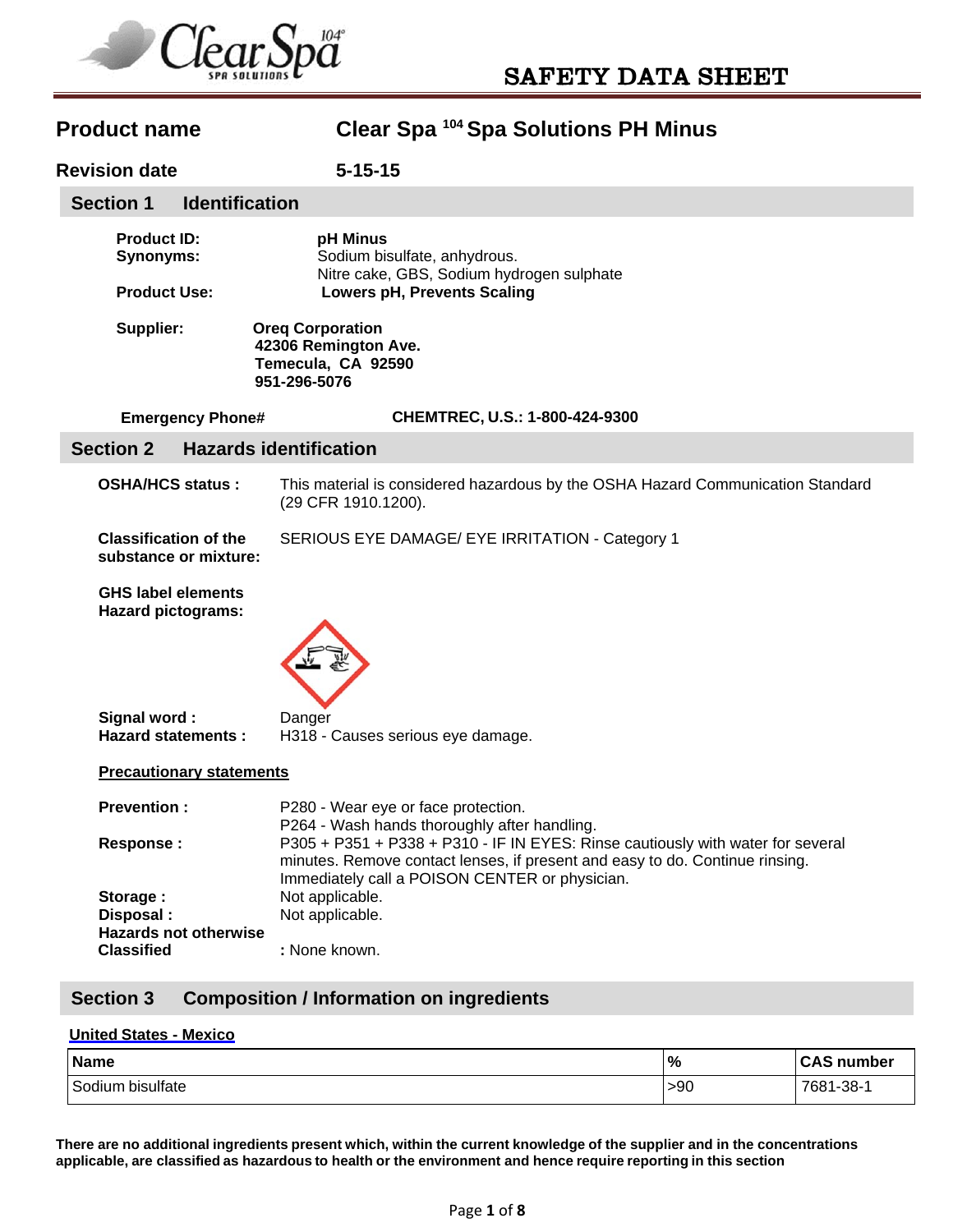# SAFETY DATA SHEET

**Product name** Clear Spa [104] Spa Solutions PH Minus

**Revision date** 5-15-15

## Section 1 Identification

**Product ID:** **pH Minus**

**Synonyms:** Sodium bisulfate, anhydrous.
Nitre cake, GBS, Sodium hydrogen sulphate

**Product Use:** **Lowers pH, Prevents Scaling**

**Supplier:** **Oreq Corporation**
**42306 Remington Ave.**
**Temecula, CA 92590**
**951-296-5076**

**Emergency Phone#** **CHEMTREC, U.S.: 1-800-424-9300**

## Section 2 Hazards identification

**OSHA/HCS status :** This material is considered hazardous by the OSHA Hazard Communication Standard (29 CFR 1910.1200).

**Classification of the substance or mixture:** SERIOUS EYE DAMAGE/ EYE IRRITATION - Category 1

**GHS label elements**
**Hazard pictograms:**

**Signal word :** Danger
**Hazard statements :** H318 - Causes serious eye damage.

**Precautionary statements**

**Prevention :** P280 - Wear eye or face protection.
P264 - Wash hands thoroughly after handling.

**Response :** P305 + P351 + P338 + P310 - IF IN EYES: Rinse cautiously with water for several minutes. Remove contact lenses, if present and easy to do. Continue rinsing. Immediately call a POISON CENTER or physician.

**Storage :** Not applicable.

**Disposal :** Not applicable.

**Hazards not otherwise Classified** : None known.

## Section 3 Composition / Information on ingredients

**United States - Mexico**

| Name | % | CAS number |
|---|---|---|
| Sodium bisulfate | >90 | 7681-38-1 |

**There are no additional ingredients present which, within the current knowledge of the supplier and in the concentrations applicable, are classified as hazardous to health or the environment and hence require reporting in this section**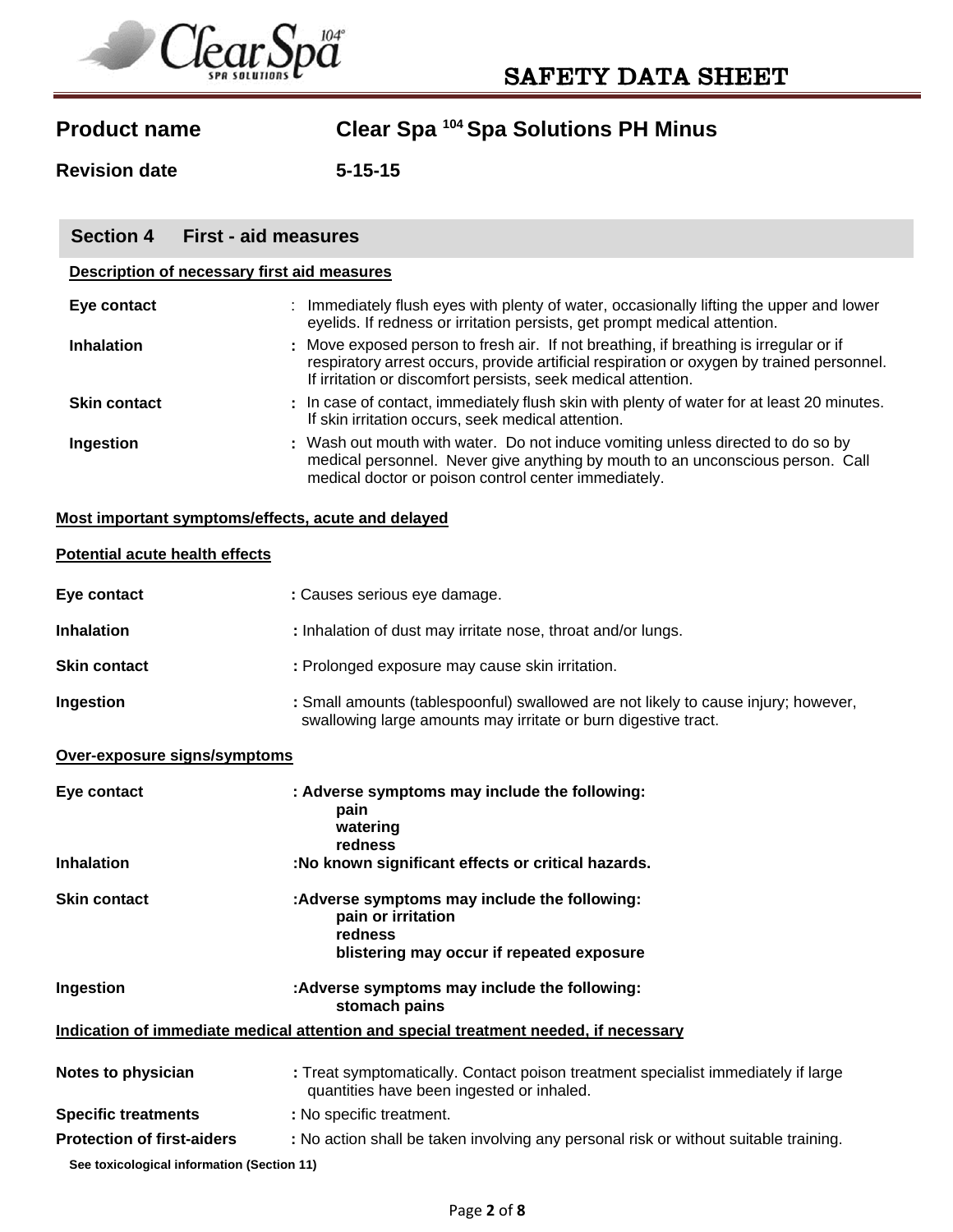# SAFETY DATA SHEET

**Product name** **Clear Spa [104] Spa Solutions PH Minus**

**Revision date** **5-15-15**

## Section 4 First - aid measures

**Description of necessary first aid measures**

| | |
|---|---|
| **Eye contact** | : Immediately flush eyes with plenty of water, occasionally lifting the upper and lower eyelids. If redness or irritation persists, get prompt medical attention. |
| **Inhalation** | : Move exposed person to fresh air. If not breathing, if breathing is irregular or if respiratory arrest occurs, provide artificial respiration or oxygen by trained personnel. If irritation or discomfort persists, seek medical attention. |
| **Skin contact** | : In case of contact, immediately flush skin with plenty of water for at least 20 minutes. If skin irritation occurs, seek medical attention. |
| **Ingestion** | : Wash out mouth with water. Do not induce vomiting unless directed to do so by medical personnel. Never give anything by mouth to an unconscious person. Call medical doctor or poison control center immediately. |

**Most important symptoms/effects, acute and delayed**

**Potential acute health effects**

| | |
|---|---|
| **Eye contact** | : Causes serious eye damage. |
| **Inhalation** | : Inhalation of dust may irritate nose, throat and/or lungs. |
| **Skin contact** | : Prolonged exposure may cause skin irritation. |
| **Ingestion** | : Small amounts (tablespoonful) swallowed are not likely to cause injury; however, swallowing large amounts may irritate or burn digestive tract. |

**Over-exposure signs/symptoms**

**Eye contact** : **Adverse symptoms may include the following:**
- **pain**
- **watering**
- **redness**

**Inhalation** :**No known significant effects or critical hazards.**

**Skin contact** :**Adverse symptoms may include the following:**
- **pain or irritation**
- **redness**
- **blistering may occur if repeated exposure**

**Ingestion** :**Adverse symptoms may include the following:**
- **stomach pains**

**Indication of immediate medical attention and special treatment needed, if necessary**

| | |
|---|---|
| **Notes to physician** | : Treat symptomatically. Contact poison treatment specialist immediately if large quantities have been ingested or inhaled. |
| **Specific treatments** | : No specific treatment. |
| **Protection of first-aiders** | : No action shall be taken involving any personal risk or without suitable training. |

**See toxicological information (Section 11)**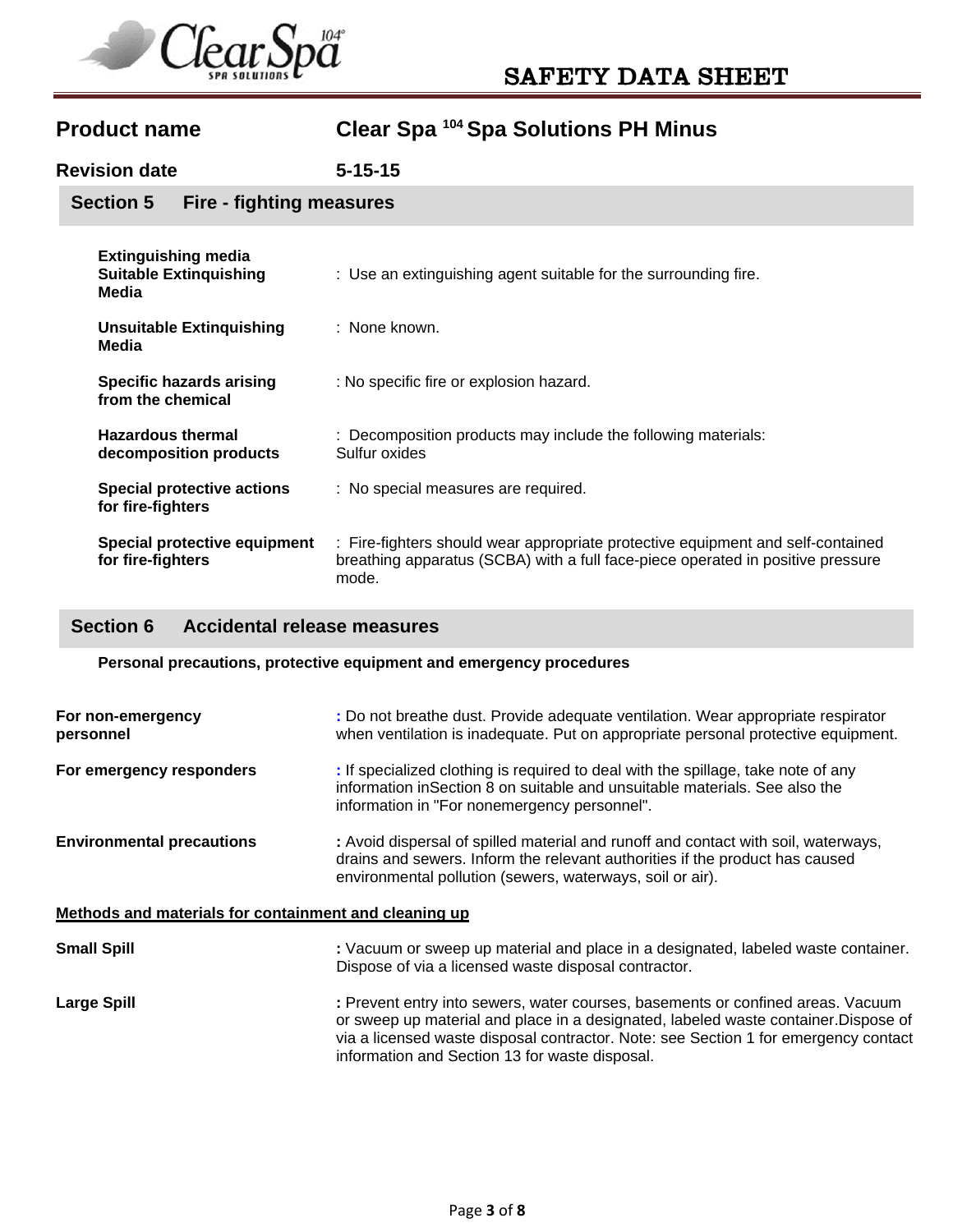# SAFETY DATA SHEET

**Product name** — **Clear Spa [104] Spa Solutions PH Minus**

**Revision date** — **5-15-15**

## Section 5 Fire - fighting measures

| | |
|---|---|
| **Extinguishing media Suitable Extinguishing Media** | : Use an extinguishing agent suitable for the surrounding fire. |
| **Unsuitable Extinguishing Media** | : None known. |
| **Specific hazards arising from the chemical** | : No specific fire or explosion hazard. |
| **Hazardous thermal decomposition products** | : Decomposition products may include the following materials: Sulfur oxides |
| **Special protective actions for fire-fighters** | : No special measures are required. |
| **Special protective equipment for fire-fighters** | : Fire-fighters should wear appropriate protective equipment and self-contained breathing apparatus (SCBA) with a full face-piece operated in positive pressure mode. |

## Section 6 Accidental release measures

**Personal precautions, protective equipment and emergency procedures**

| | |
|---|---|
| **For non-emergency personnel** | : Do not breathe dust. Provide adequate ventilation. Wear appropriate respirator when ventilation is inadequate. Put on appropriate personal protective equipment. |
| **For emergency responders** | : If specialized clothing is required to deal with the spillage, take note of any information inSection 8 on suitable and unsuitable materials. See also the information in "For nonemergency personnel". |
| **Environmental precautions** | : Avoid dispersal of spilled material and runoff and contact with soil, waterways, drains and sewers. Inform the relevant authorities if the product has caused environmental pollution (sewers, waterways, soil or air). |

**Methods and materials for containment and cleaning up**

| | |
|---|---|
| **Small Spill** | : Vacuum or sweep up material and place in a designated, labeled waste container. Dispose of via a licensed waste disposal contractor. |
| **Large Spill** | : Prevent entry into sewers, water courses, basements or confined areas. Vacuum or sweep up material and place in a designated, labeled waste container.Dispose of via a licensed waste disposal contractor. Note: see Section 1 for emergency contact information and Section 13 for waste disposal. |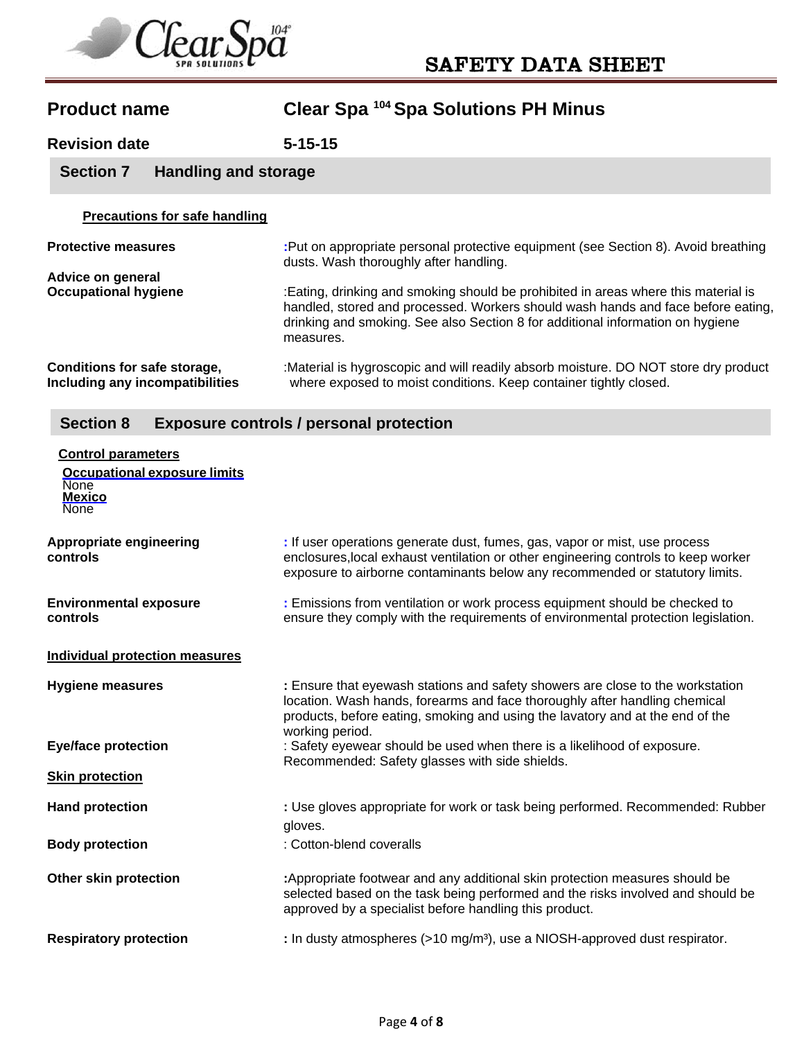# SAFETY DATA SHEET

**Product name** Clear Spa [104] Spa Solutions PH Minus

**Revision date** 5-15-15

## Section 7 Handling and storage

**Precautions for safe handling**

| | |
|---|---|
| **Protective measures** | :Put on appropriate personal protective equipment (see Section 8). Avoid breathing dusts. Wash thoroughly after handling. |
| **Advice on general Occupational hygiene** | :Eating, drinking and smoking should be prohibited in areas where this material is handled, stored and processed. Workers should wash hands and face before eating, drinking and smoking. See also Section 8 for additional information on hygiene measures. |
| **Conditions for safe storage, Including any incompatibilities** | :Material is hygroscopic and will readily absorb moisture. DO NOT store dry product where exposed to moist conditions. Keep container tightly closed. |

## Section 8 Exposure controls / personal protection

**Control parameters**

**Occupational exposure limits**
None
**Mexico**
None

| | |
|---|---|
| **Appropriate engineering controls** | : If user operations generate dust, fumes, gas, vapor or mist, use process enclosures,local exhaust ventilation or other engineering controls to keep worker exposure to airborne contaminants below any recommended or statutory limits. |
| **Environmental exposure controls** | : Emissions from ventilation or work process equipment should be checked to ensure they comply with the requirements of environmental protection legislation. |

**Individual protection measures**

| | |
|---|---|
| **Hygiene measures** | : Ensure that eyewash stations and safety showers are close to the workstation location. Wash hands, forearms and face thoroughly after handling chemical products, before eating, smoking and using the lavatory and at the end of the working period. |
| **Eye/face protection** | : Safety eyewear should be used when there is a likelihood of exposure. Recommended: Safety glasses with side shields. |

**Skin protection**

| | |
|---|---|
| **Hand protection** | : Use gloves appropriate for work or task being performed. Recommended: Rubber gloves. |
| **Body protection** | : Cotton-blend coveralls |
| **Other skin protection** | :Appropriate footwear and any additional skin protection measures should be selected based on the task being performed and the risks involved and should be approved by a specialist before handling this product. |
| **Respiratory protection** | : In dusty atmospheres (>10 mg/m$^3$), use a NIOSH-approved dust respirator. |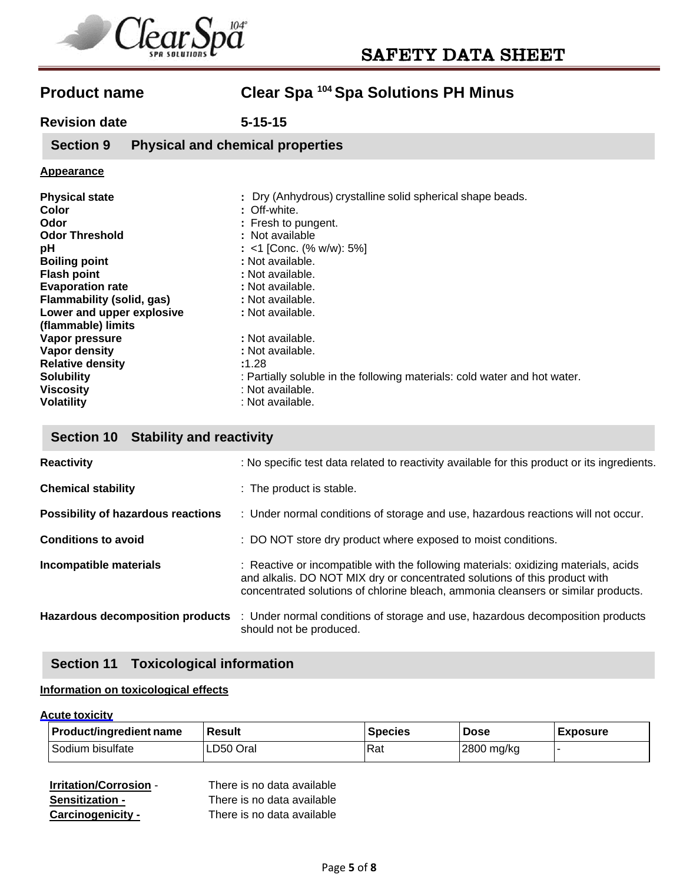# SAFETY DATA SHEET

**Product name** **Clear Spa [104] Spa Solutions PH Minus**

**Revision date** **5-15-15**

## Section 9 Physical and chemical properties

**Appearance**

**Physical state** : Dry (Anhydrous) crystalline solid spherical shape beads.
**Color** : Off-white.
**Odor** : Fresh to pungent.
**Odor Threshold** : Not available
**pH** : <1 [Conc. (% w/w): 5%]
**Boiling point** : Not available.
**Flash point** : Not available.
**Evaporation rate** : Not available.
**Flammability (solid, gas)** : Not available.
**Lower and upper explosive (flammable) limits** : Not available.
**Vapor pressure** : Not available.
**Vapor density** : Not available.
**Relative density** :1.28
**Solubility** : Partially soluble in the following materials: cold water and hot water.
**Viscosity** : Not available.
**Volatility** : Not available.

## Section 10 Stability and reactivity

**Reactivity** : No specific test data related to reactivity available for this product or its ingredients.

**Chemical stability** : The product is stable.

**Possibility of hazardous reactions** : Under normal conditions of storage and use, hazardous reactions will not occur.

**Conditions to avoid** : DO NOT store dry product where exposed to moist conditions.

**Incompatible materials** : Reactive or incompatible with the following materials: oxidizing materials, acids and alkalis. DO NOT MIX dry or concentrated solutions of this product with concentrated solutions of chlorine bleach, ammonia cleansers or similar products.

**Hazardous decomposition products** : Under normal conditions of storage and use, hazardous decomposition products should not be produced.

## Section 11 Toxicological information

**Information on toxicological effects**

**Acute toxicity**

| Product/ingredient name | Result | Species | Dose | Exposure |
|---|---|---|---|---|
| Sodium bisulfate | LD50 Oral | Rat | 2800 mg/kg | - |

**Irritation/Corrosion** - There is no data available
**Sensitization -** There is no data available
**Carcinogenicity -** There is no data available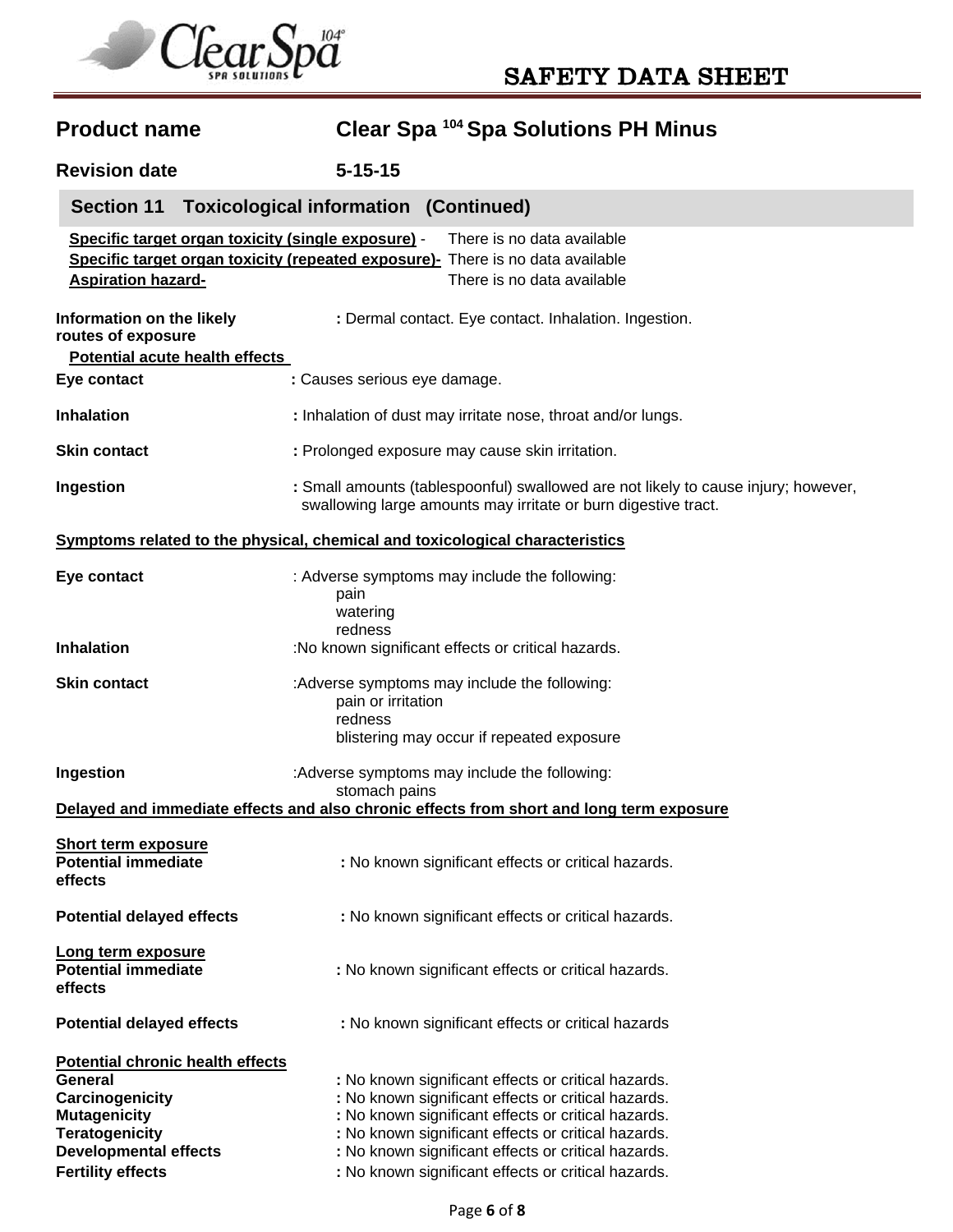## Section 11 Toxicological information (Continued)

**Specific target organ toxicity (single exposure)** - There is no data available
**Specific target organ toxicity (repeated exposure)-** There is no data available
**Aspiration hazard-** There is no data available

**Information on the likely routes of exposure** : Dermal contact. Eye contact. Inhalation. Ingestion.

**Potential acute health effects**

**Eye contact** : Causes serious eye damage.

**Inhalation** : Inhalation of dust may irritate nose, throat and/or lungs.

**Skin contact** : Prolonged exposure may cause skin irritation.

**Ingestion** : Small amounts (tablespoonful) swallowed are not likely to cause injury; however, swallowing large amounts may irritate or burn digestive tract.

**Symptoms related to the physical, chemical and toxicological characteristics**

**Eye contact** : Adverse symptoms may include the following:
- pain
- watering
- redness

**Inhalation** :No known significant effects or critical hazards.

**Skin contact** :Adverse symptoms may include the following:
- pain or irritation
- redness
- blistering may occur if repeated exposure

**Ingestion** :Adverse symptoms may include the following:
- stomach pains

**Delayed and immediate effects and also chronic effects from short and long term exposure**

**Short term exposure**

**Potential immediate effects** : No known significant effects or critical hazards.

**Potential delayed effects** : No known significant effects or critical hazards.

**Long term exposure**

**Potential immediate effects** : No known significant effects or critical hazards.

**Potential delayed effects** : No known significant effects or critical hazards

**Potential chronic health effects**

**General** : No known significant effects or critical hazards.
**Carcinogenicity** : No known significant effects or critical hazards.
**Mutagenicity** : No known significant effects or critical hazards.
**Teratogenicity** : No known significant effects or critical hazards.
**Developmental effects** : No known significant effects or critical hazards.
**Fertility effects** : No known significant effects or critical hazards.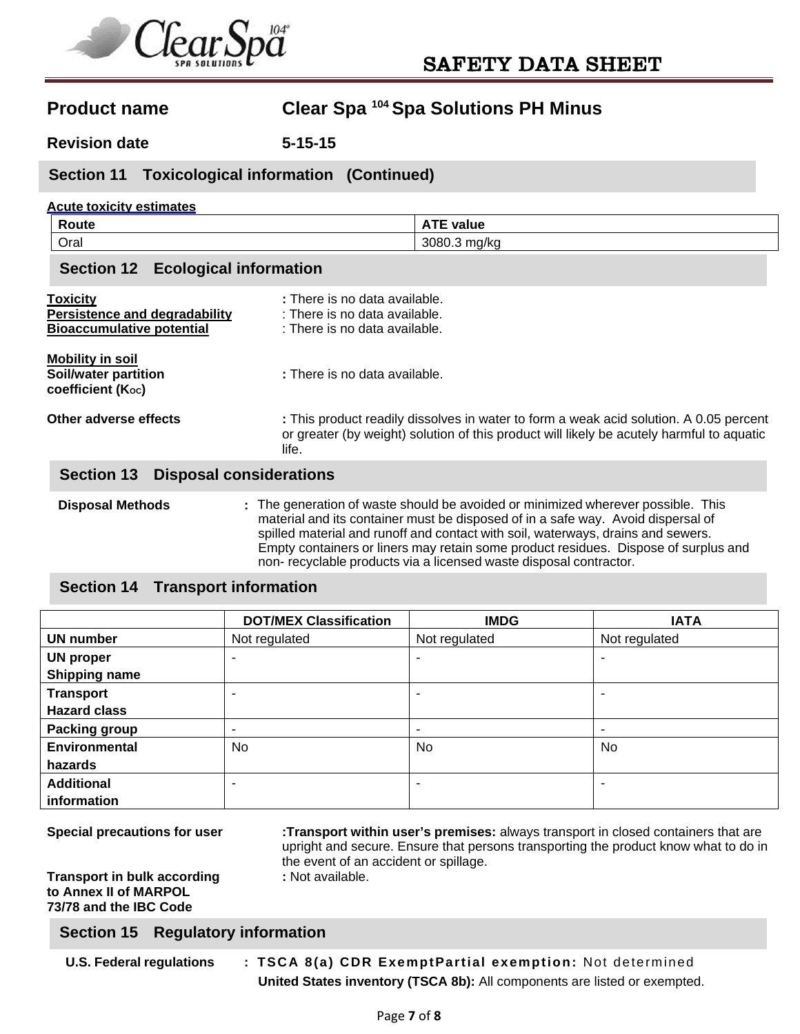**SAFETY DATA SHEET**

**Product name** Clear Spa [104] Spa Solutions PH Minus

**Revision date** 5-15-15

## Section 11 Toxicological information (Continued)

**Acute toxicity estimates**

| Route | ATE value |
|---|---|
| Oral | 3080.3 mg/kg |

## Section 12 Ecological information

**Toxicity** : There is no data available.

**Persistence and degradability** : There is no data available.

**Bioaccumulative potential** : There is no data available.

**Mobility in soil**

**Soil/water partition coefficient ($K_{OC}$)** : There is no data available.

**Other adverse effects** : This product readily dissolves in water to form a weak acid solution. A 0.05 percent or greater (by weight) solution of this product will likely be acutely harmful to aquatic life.

## Section 13 Disposal considerations

**Disposal Methods** : The generation of waste should be avoided or minimized wherever possible. This material and its container must be disposed of in a safe way. Avoid dispersal of spilled material and runoff and contact with soil, waterways, drains and sewers. Empty containers or liners may retain some product residues. Dispose of surplus and non- recyclable products via a licensed waste disposal contractor.

## Section 14 Transport information

| | DOT/MEX Classification | IMDG | IATA |
|---|---|---|---|
| **UN number** | Not regulated | Not regulated | Not regulated |
| **UN proper Shipping name** | - | - | - |
| **Transport Hazard class** | - | - | - |
| **Packing group** | - | - | - |
| **Environmental hazards** | No | No | No |
| **Additional information** | - | - | - |

**Special precautions for user** : **Transport within user's premises:** always transport in closed containers that are upright and secure. Ensure that persons transporting the product know what to do in the event of an accident or spillage.

**Transport in bulk according to Annex II of MARPOL 73/78 and the IBC Code** : Not available.

## Section 15 Regulatory information

**U.S. Federal regulations** : **TSCA 8(a) CDR ExemptPartial exemption:** Not determined

**United States inventory (TSCA 8b):** All components are listed or exempted.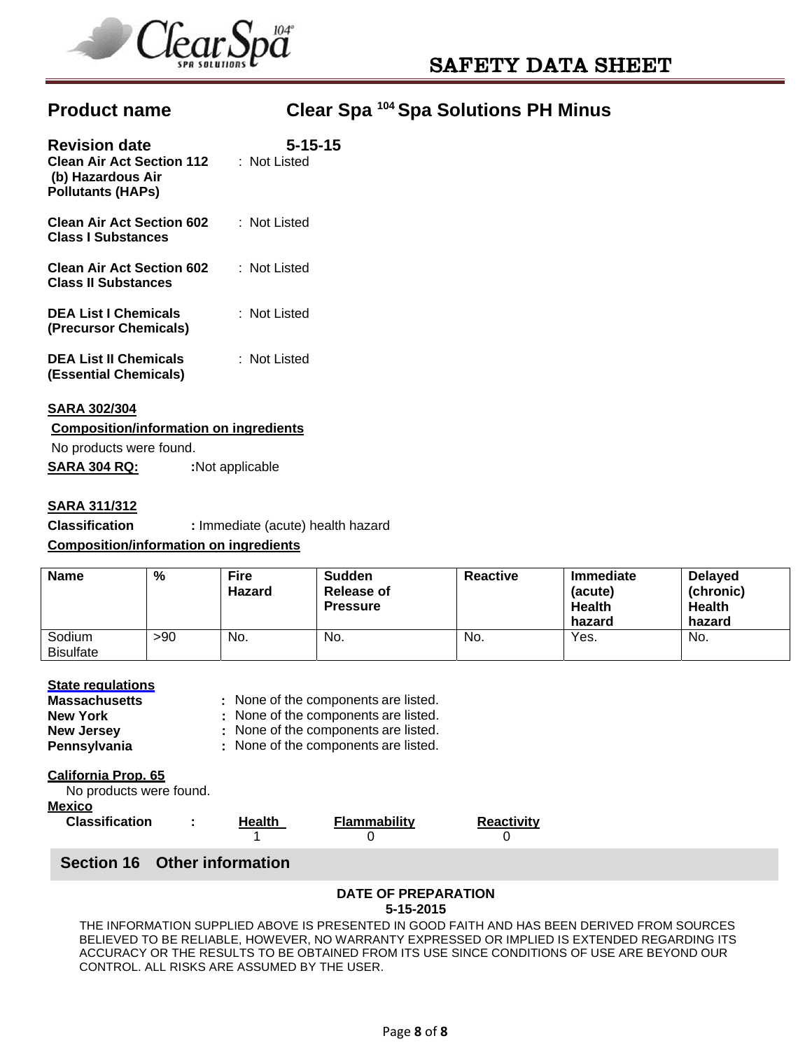**SAFETY DATA SHEET**

## Product name Clear Spa [104] Spa Solutions PH Minus

**Revision date** **5-15-15**

**Clean Air Act Section 112 (b) Hazardous Air Pollutants (HAPs)** : Not Listed

**Clean Air Act Section 602 Class I Substances** : Not Listed

**Clean Air Act Section 602 Class II Substances** : Not Listed

**DEA List I Chemicals (Precursor Chemicals)** : Not Listed

**DEA List II Chemicals (Essential Chemicals)** : Not Listed

**SARA 302/304**

**Composition/information on ingredients**

No products were found.

**SARA 304 RQ:** :Not applicable

**SARA 311/312**

**Classification** : Immediate (acute) health hazard

**Composition/information on ingredients**

| Name | % | Fire Hazard | Sudden Release of Pressure | Reactive | Immediate (acute) Health hazard | Delayed (chronic) Health hazard |
|---|---|---|---|---|---|---|
| Sodium Bisulfate | >90 | No. | No. | No. | Yes. | No. |

**State regulations**

**Massachusetts** : None of the components are listed.
**New York** : None of the components are listed.
**New Jersey** : None of the components are listed.
**Pennsylvania** : None of the components are listed.

**California Prop. 65**

No products were found.

**Mexico**

| Classification | Health | Flammability | Reactivity |
|---|---|---|---|
| : | 1 | 0 | 0 |

## Section 16 Other information

**DATE OF PREPARATION**
**5-15-2015**

THE INFORMATION SUPPLIED ABOVE IS PRESENTED IN GOOD FAITH AND HAS BEEN DERIVED FROM SOURCES BELIEVED TO BE RELIABLE, HOWEVER, NO WARRANTY EXPRESSED OR IMPLIED IS EXTENDED REGARDING ITS ACCURACY OR THE RESULTS TO BE OBTAINED FROM ITS USE SINCE CONDITIONS OF USE ARE BEYOND OUR CONTROL. ALL RISKS ARE ASSUMED BY THE USER.